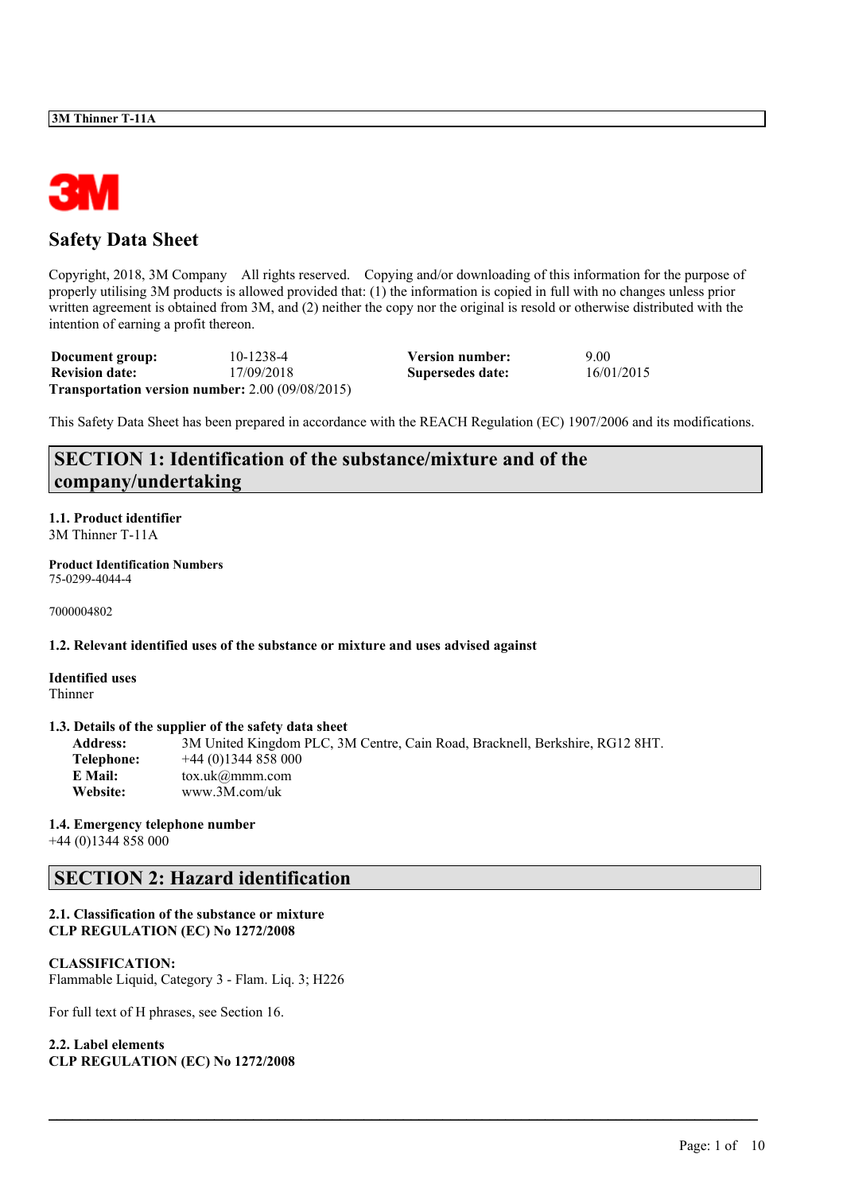# Safety Data Sheet

Copyright, 2018, 3M Company All rights reserved. Copying and/or downloading of this information for the purpose of properly utilising 3M products is allowed provided that: (1) the information is copied in full with no changes unless prior written agreement is obtained from 3M, and (2) neither the copy nor the original is resold or otherwise distributed with the intention of earning a profit thereon.

| | | | |
|---|---|---|---|
| **Document group:** | 10-1238-4 | **Version number:** | 9.00 |
| **Revision date:** | 17/09/2018 | **Supersedes date:** | 16/01/2015 |

**Transportation version number:** 2.00 (09/08/2015)

This Safety Data Sheet has been prepared in accordance with the REACH Regulation (EC) 1907/2006 and its modifications.

## SECTION 1: Identification of the substance/mixture and of the company/undertaking

**1.1. Product identifier**
3M Thinner T-11A

**Product Identification Numbers**
75-0299-4044-4

7000004802

**1.2. Relevant identified uses of the substance or mixture and uses advised against**

**Identified uses**
Thinner

**1.3. Details of the supplier of the safety data sheet**

**Address:** 3M United Kingdom PLC, 3M Centre, Cain Road, Bracknell, Berkshire, RG12 8HT.
**Telephone:** +44 (0)1344 858 000
**E Mail:** tox.uk@mmm.com
**Website:** www.3M.com/uk

**1.4. Emergency telephone number**
+44 (0)1344 858 000

## SECTION 2: Hazard identification

**2.1. Classification of the substance or mixture**
**CLP REGULATION (EC) No 1272/2008**

**CLASSIFICATION:**
Flammable Liquid, Category 3 - Flam. Liq. 3; H226

For full text of H phrases, see Section 16.

**2.2. Label elements**
**CLP REGULATION (EC) No 1272/2008**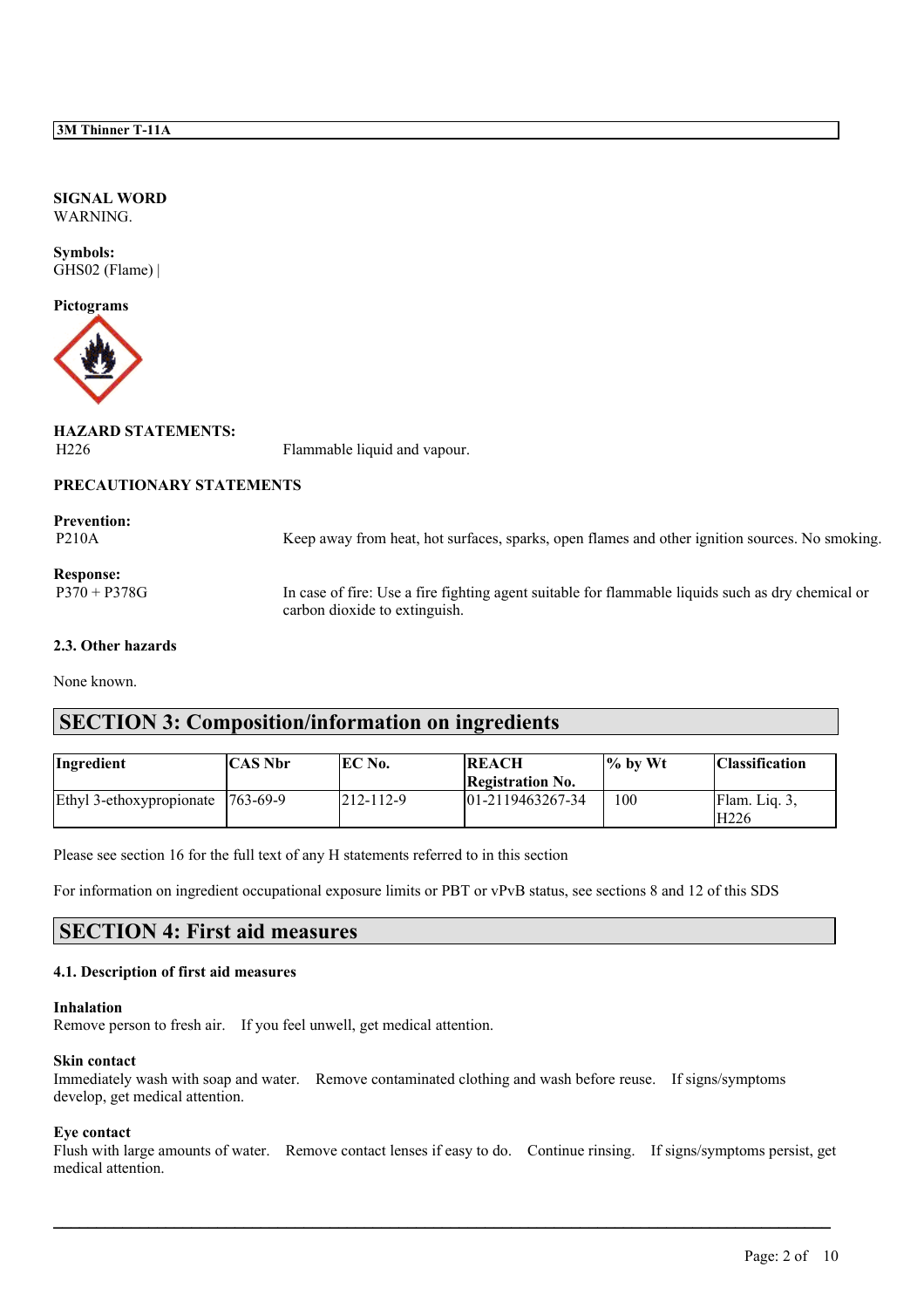**SIGNAL WORD**
WARNING.

**Symbols:**
GHS02 (Flame) |

**Pictograms**

**HAZARD STATEMENTS:**

| | |
|---|---|
| H226 | Flammable liquid and vapour. |

**PRECAUTIONARY STATEMENTS**

**Prevention:**

| | |
|---|---|
| P210A | Keep away from heat, hot surfaces, sparks, open flames and other ignition sources. No smoking. |

**Response:**

| | |
|---|---|
| P370 + P378G | In case of fire: Use a fire fighting agent suitable for flammable liquids such as dry chemical or carbon dioxide to extinguish. |

**2.3. Other hazards**

None known.

## SECTION 3: Composition/information on ingredients

| Ingredient | CAS Nbr | EC No. | REACH Registration No. | % by Wt | Classification |
|---|---|---|---|---|---|
| Ethyl 3-ethoxypropionate | 763-69-9 | 212-112-9 | 01-2119463267-34 | 100 | Flam. Liq. 3, H226 |

Please see section 16 for the full text of any H statements referred to in this section

For information on ingredient occupational exposure limits or PBT or vPvB status, see sections 8 and 12 of this SDS

## SECTION 4: First aid measures

**4.1. Description of first aid measures**

**Inhalation**
Remove person to fresh air. If you feel unwell, get medical attention.

**Skin contact**
Immediately wash with soap and water. Remove contaminated clothing and wash before reuse. If signs/symptoms develop, get medical attention.

**Eye contact**
Flush with large amounts of water. Remove contact lenses if easy to do. Continue rinsing. If signs/symptoms persist, get medical attention.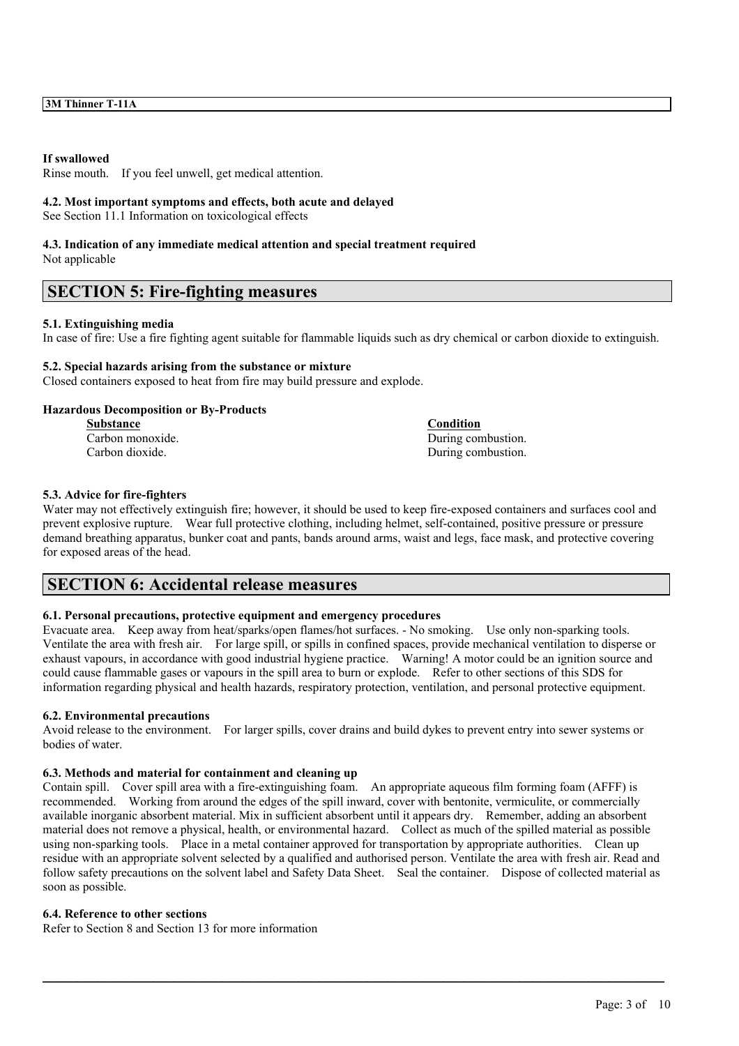**If swallowed**
Rinse mouth. If you feel unwell, get medical attention.

**4.2. Most important symptoms and effects, both acute and delayed**
See Section 11.1 Information on toxicological effects

**4.3. Indication of any immediate medical attention and special treatment required**
Not applicable

## SECTION 5: Fire-fighting measures

**5.1. Extinguishing media**
In case of fire: Use a fire fighting agent suitable for flammable liquids such as dry chemical or carbon dioxide to extinguish.

**5.2. Special hazards arising from the substance or mixture**
Closed containers exposed to heat from fire may build pressure and explode.

**Hazardous Decomposition or By-Products**

| Substance | Condition |
|---|---|
| Carbon monoxide. | During combustion. |
| Carbon dioxide. | During combustion. |

**5.3. Advice for fire-fighters**
Water may not effectively extinguish fire; however, it should be used to keep fire-exposed containers and surfaces cool and prevent explosive rupture. Wear full protective clothing, including helmet, self-contained, positive pressure or pressure demand breathing apparatus, bunker coat and pants, bands around arms, waist and legs, face mask, and protective covering for exposed areas of the head.

## SECTION 6: Accidental release measures

**6.1. Personal precautions, protective equipment and emergency procedures**
Evacuate area. Keep away from heat/sparks/open flames/hot surfaces. - No smoking. Use only non-sparking tools. Ventilate the area with fresh air. For large spill, or spills in confined spaces, provide mechanical ventilation to disperse or exhaust vapours, in accordance with good industrial hygiene practice. Warning! A motor could be an ignition source and could cause flammable gases or vapours in the spill area to burn or explode. Refer to other sections of this SDS for information regarding physical and health hazards, respiratory protection, ventilation, and personal protective equipment.

**6.2. Environmental precautions**
Avoid release to the environment. For larger spills, cover drains and build dykes to prevent entry into sewer systems or bodies of water.

**6.3. Methods and material for containment and cleaning up**
Contain spill. Cover spill area with a fire-extinguishing foam. An appropriate aqueous film forming foam (AFFF) is recommended. Working from around the edges of the spill inward, cover with bentonite, vermiculite, or commercially available inorganic absorbent material. Mix in sufficient absorbent until it appears dry. Remember, adding an absorbent material does not remove a physical, health, or environmental hazard. Collect as much of the spilled material as possible using non-sparking tools. Place in a metal container approved for transportation by appropriate authorities. Clean up residue with an appropriate solvent selected by a qualified and authorised person. Ventilate the area with fresh air. Read and follow safety precautions on the solvent label and Safety Data Sheet. Seal the container. Dispose of collected material as soon as possible.

**6.4. Reference to other sections**
Refer to Section 8 and Section 13 for more information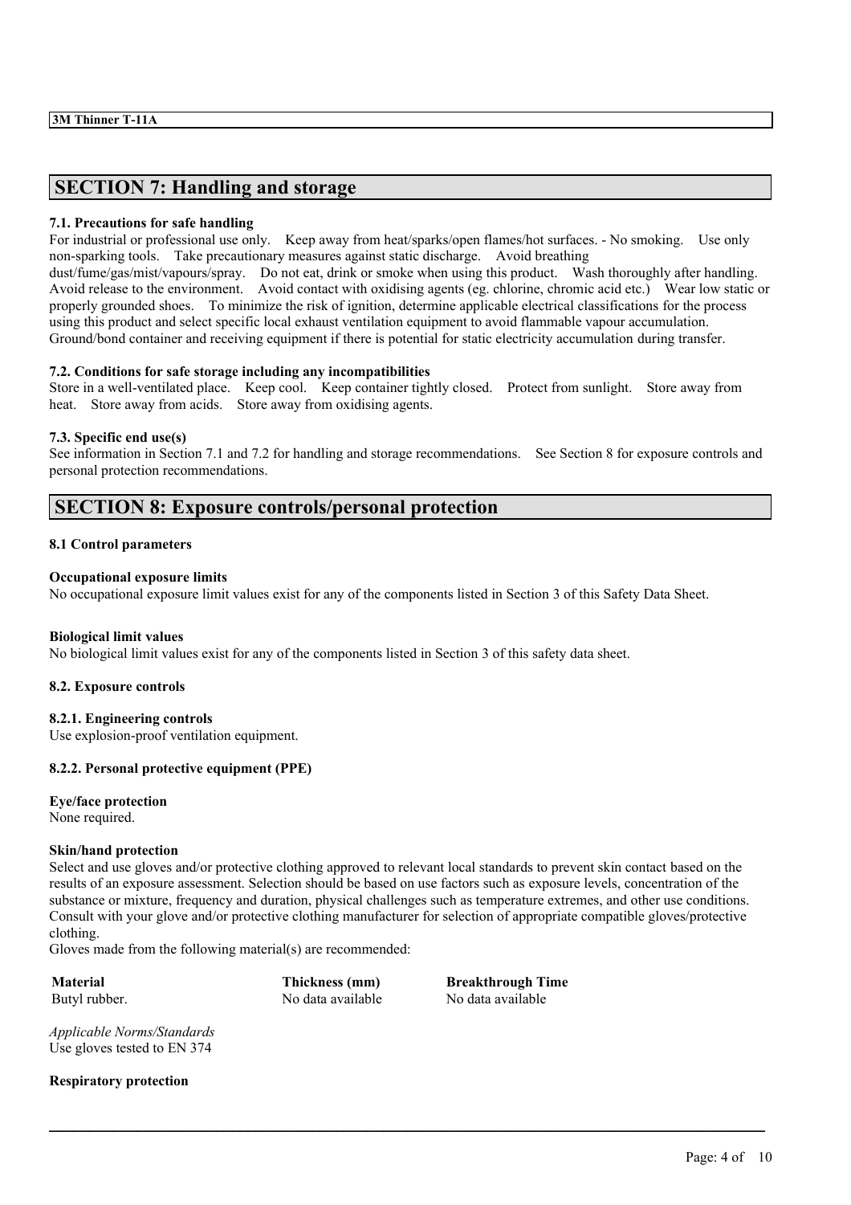## SECTION 7: Handling and storage

**7.1. Precautions for safe handling**

For industrial or professional use only. Keep away from heat/sparks/open flames/hot surfaces. - No smoking. Use only non-sparking tools. Take precautionary measures against static discharge. Avoid breathing dust/fume/gas/mist/vapours/spray. Do not eat, drink or smoke when using this product. Wash thoroughly after handling. Avoid release to the environment. Avoid contact with oxidising agents (eg. chlorine, chromic acid etc.) Wear low static or properly grounded shoes. To minimize the risk of ignition, determine applicable electrical classifications for the process using this product and select specific local exhaust ventilation equipment to avoid flammable vapour accumulation. Ground/bond container and receiving equipment if there is potential for static electricity accumulation during transfer.

**7.2. Conditions for safe storage including any incompatibilities**

Store in a well-ventilated place. Keep cool. Keep container tightly closed. Protect from sunlight. Store away from heat. Store away from acids. Store away from oxidising agents.

**7.3. Specific end use(s)**

See information in Section 7.1 and 7.2 for handling and storage recommendations. See Section 8 for exposure controls and personal protection recommendations.

## SECTION 8: Exposure controls/personal protection

**8.1 Control parameters**

**Occupational exposure limits**

No occupational exposure limit values exist for any of the components listed in Section 3 of this Safety Data Sheet.

**Biological limit values**

No biological limit values exist for any of the components listed in Section 3 of this safety data sheet.

**8.2. Exposure controls**

**8.2.1. Engineering controls**

Use explosion-proof ventilation equipment.

**8.2.2. Personal protective equipment (PPE)**

**Eye/face protection**

None required.

**Skin/hand protection**

Select and use gloves and/or protective clothing approved to relevant local standards to prevent skin contact based on the results of an exposure assessment. Selection should be based on use factors such as exposure levels, concentration of the substance or mixture, frequency and duration, physical challenges such as temperature extremes, and other use conditions. Consult with your glove and/or protective clothing manufacturer for selection of appropriate compatible gloves/protective clothing.

Gloves made from the following material(s) are recommended:

| Material | Thickness (mm) | Breakthrough Time |
|---|---|---|
| Butyl rubber. | No data available | No data available |

*Applicable Norms/Standards*

Use gloves tested to EN 374

**Respiratory protection**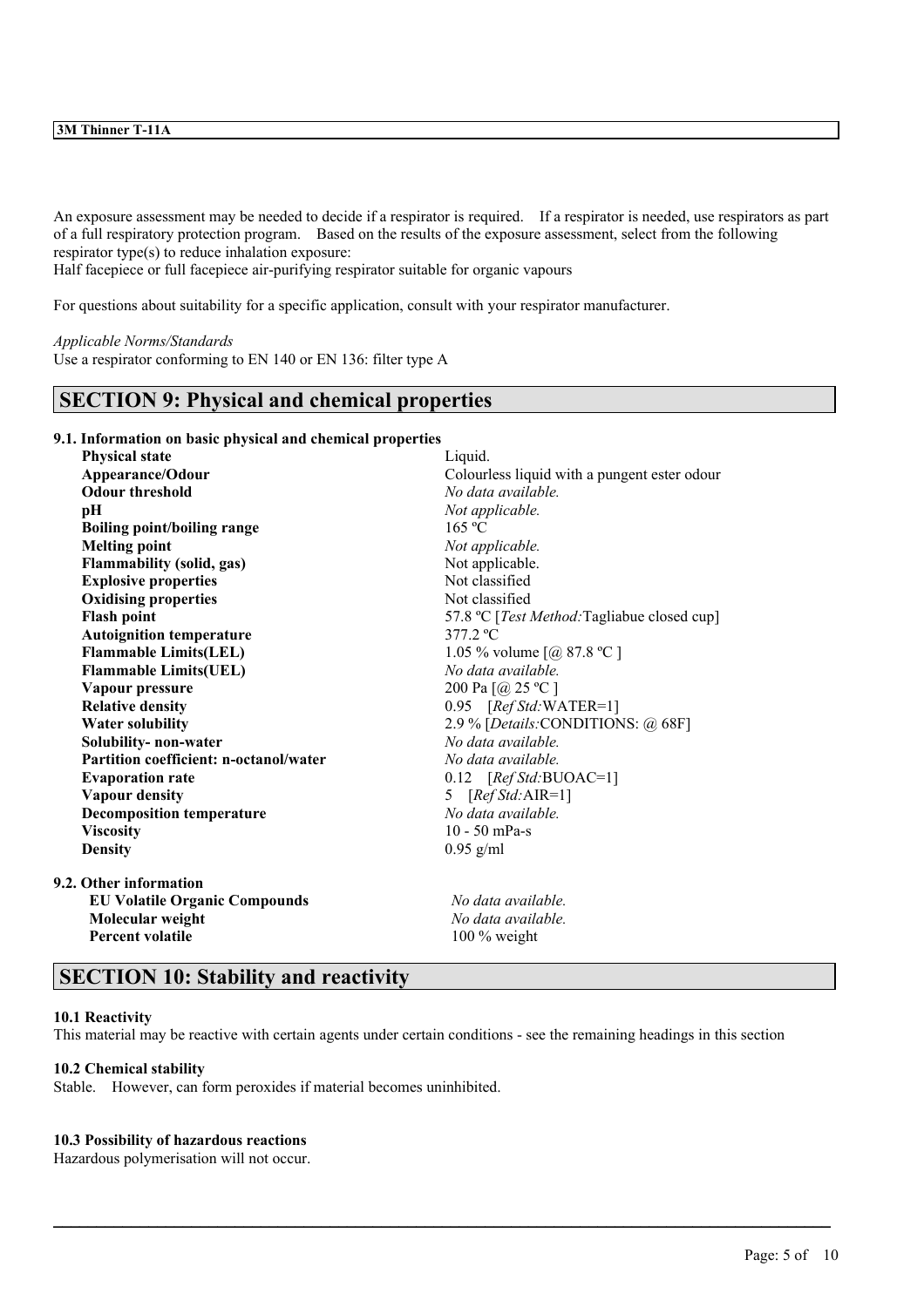An exposure assessment may be needed to decide if a respirator is required. If a respirator is needed, use respirators as part of a full respiratory protection program. Based on the results of the exposure assessment, select from the following respirator type(s) to reduce inhalation exposure:
Half facepiece or full facepiece air-purifying respirator suitable for organic vapours

For questions about suitability for a specific application, consult with your respirator manufacturer.

*Applicable Norms/Standards*
Use a respirator conforming to EN 140 or EN 136: filter type A

## SECTION 9: Physical and chemical properties

### 9.1. Information on basic physical and chemical properties

| | |
|---|---|
| **Physical state** | Liquid. |
| **Appearance/Odour** | Colourless liquid with a pungent ester odour |
| **Odour threshold** | *No data available.* |
| **pH** | *Not applicable.* |
| **Boiling point/boiling range** | 165 ºC |
| **Melting point** | *Not applicable.* |
| **Flammability (solid, gas)** | Not applicable. |
| **Explosive properties** | Not classified |
| **Oxidising properties** | Not classified |
| **Flash point** | 57.8 ºC [*Test Method:*Tagliabue closed cup] |
| **Autoignition temperature** | 377.2 ºC |
| **Flammable Limits(LEL)** | 1.05 % volume [@ 87.8 ºC ] |
| **Flammable Limits(UEL)** | *No data available.* |
| **Vapour pressure** | 200 Pa [@ 25 ºC ] |
| **Relative density** | 0.95 [*Ref Std:*WATER=1] |
| **Water solubility** | 2.9 % [*Details:*CONDITIONS: @ 68F] |
| **Solubility- non-water** | *No data available.* |
| **Partition coefficient: n-octanol/water** | *No data available.* |
| **Evaporation rate** | 0.12 [*Ref Std:*BUOAC=1] |
| **Vapour density** | 5 [*Ref Std:*AIR=1] |
| **Decomposition temperature** | *No data available.* |
| **Viscosity** | 10 - 50 mPa-s |
| **Density** | 0.95 g/ml |

### 9.2. Other information

| | |
|---|---|
| **EU Volatile Organic Compounds** | *No data available.* |
| **Molecular weight** | *No data available.* |
| **Percent volatile** | 100 % weight |

## SECTION 10: Stability and reactivity

**10.1 Reactivity**
This material may be reactive with certain agents under certain conditions - see the remaining headings in this section

**10.2 Chemical stability**
Stable. However, can form peroxides if material becomes uninhibited.

**10.3 Possibility of hazardous reactions**
Hazardous polymerisation will not occur.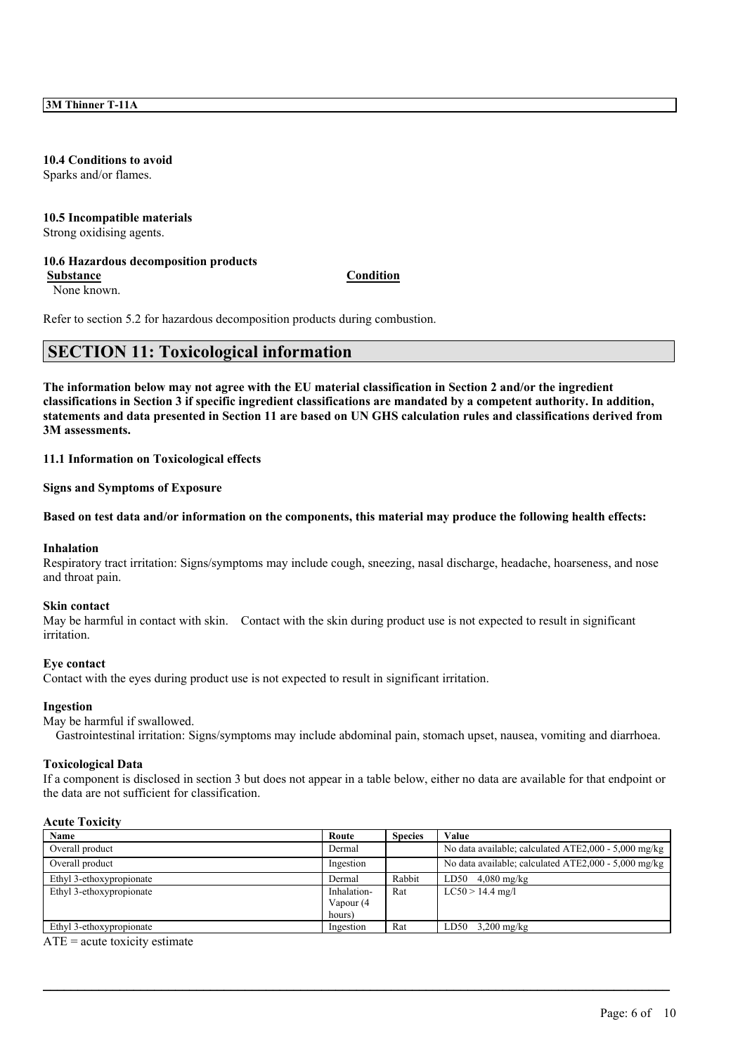**10.4 Conditions to avoid**
Sparks and/or flames.

**10.5 Incompatible materials**
Strong oxidising agents.

**10.6 Hazardous decomposition products**

| Substance | Condition |
|---|---|
| None known. | |

Refer to section 5.2 for hazardous decomposition products during combustion.

## SECTION 11: Toxicological information

**The information below may not agree with the EU material classification in Section 2 and/or the ingredient classifications in Section 3 if specific ingredient classifications are mandated by a competent authority. In addition, statements and data presented in Section 11 are based on UN GHS calculation rules and classifications derived from 3M assessments.**

**11.1 Information on Toxicological effects**

**Signs and Symptoms of Exposure**

**Based on test data and/or information on the components, this material may produce the following health effects:**

**Inhalation**
Respiratory tract irritation: Signs/symptoms may include cough, sneezing, nasal discharge, headache, hoarseness, and nose and throat pain.

**Skin contact**
May be harmful in contact with skin. Contact with the skin during product use is not expected to result in significant irritation.

**Eye contact**
Contact with the eyes during product use is not expected to result in significant irritation.

**Ingestion**
May be harmful if swallowed.
Gastrointestinal irritation: Signs/symptoms may include abdominal pain, stomach upset, nausea, vomiting and diarrhoea.

**Toxicological Data**
If a component is disclosed in section 3 but does not appear in a table below, either no data are available for that endpoint or the data are not sufficient for classification.

**Acute Toxicity**

| Name | Route | Species | Value |
|---|---|---|---|
| Overall product | Dermal | | No data available; calculated ATE2,000 - 5,000 mg/kg |
| Overall product | Ingestion | | No data available; calculated ATE2,000 - 5,000 mg/kg |
| Ethyl 3-ethoxypropionate | Dermal | Rabbit | LD50 4,080 mg/kg |
| Ethyl 3-ethoxypropionate | Inhalation-Vapour (4 hours) | Rat | LC50 > 14.4 mg/l |
| Ethyl 3-ethoxypropionate | Ingestion | Rat | LD50 3,200 mg/kg |

ATE = acute toxicity estimate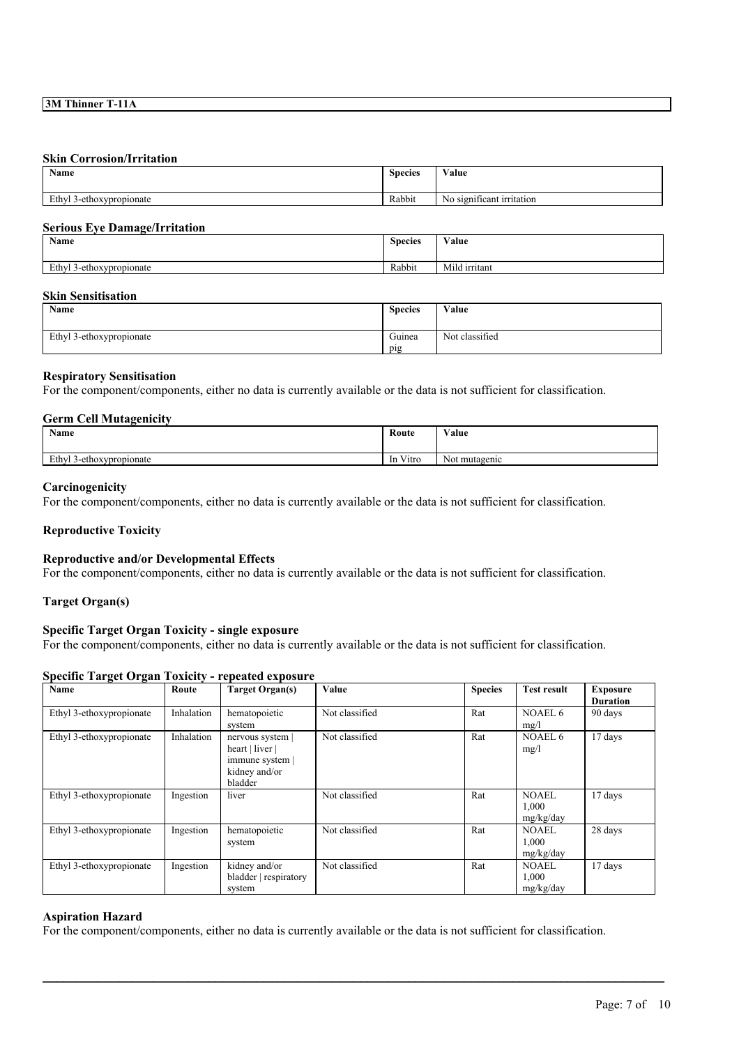### Skin Corrosion/Irritation

| Name | Species | Value |
|---|---|---|
| Ethyl 3-ethoxypropionate | Rabbit | No significant irritation |

### Serious Eye Damage/Irritation

| Name | Species | Value |
|---|---|---|
| Ethyl 3-ethoxypropionate | Rabbit | Mild irritant |

### Skin Sensitisation

| Name | Species | Value |
|---|---|---|
| Ethyl 3-ethoxypropionate | Guinea pig | Not classified |

### Respiratory Sensitisation

For the component/components, either no data is currently available or the data is not sufficient for classification.

### Germ Cell Mutagenicity

| Name | Route | Value |
|---|---|---|
| Ethyl 3-ethoxypropionate | In Vitro | Not mutagenic |

### Carcinogenicity

For the component/components, either no data is currently available or the data is not sufficient for classification.

### Reproductive Toxicity

### Reproductive and/or Developmental Effects

For the component/components, either no data is currently available or the data is not sufficient for classification.

### Target Organ(s)

### Specific Target Organ Toxicity - single exposure

For the component/components, either no data is currently available or the data is not sufficient for classification.

### Specific Target Organ Toxicity - repeated exposure

| Name | Route | Target Organ(s) | Value | Species | Test result | Exposure Duration |
|---|---|---|---|---|---|---|
| Ethyl 3-ethoxypropionate | Inhalation | hematopoietic system | Not classified | Rat | NOAEL 6 mg/l | 90 days |
| Ethyl 3-ethoxypropionate | Inhalation | nervous system \| heart \| liver \| immune system \| kidney and/or bladder | Not classified | Rat | NOAEL 6 mg/l | 17 days |
| Ethyl 3-ethoxypropionate | Ingestion | liver | Not classified | Rat | NOAEL 1,000 mg/kg/day | 17 days |
| Ethyl 3-ethoxypropionate | Ingestion | hematopoietic system | Not classified | Rat | NOAEL 1,000 mg/kg/day | 28 days |
| Ethyl 3-ethoxypropionate | Ingestion | kidney and/or bladder \| respiratory system | Not classified | Rat | NOAEL 1,000 mg/kg/day | 17 days |

### Aspiration Hazard

For the component/components, either no data is currently available or the data is not sufficient for classification.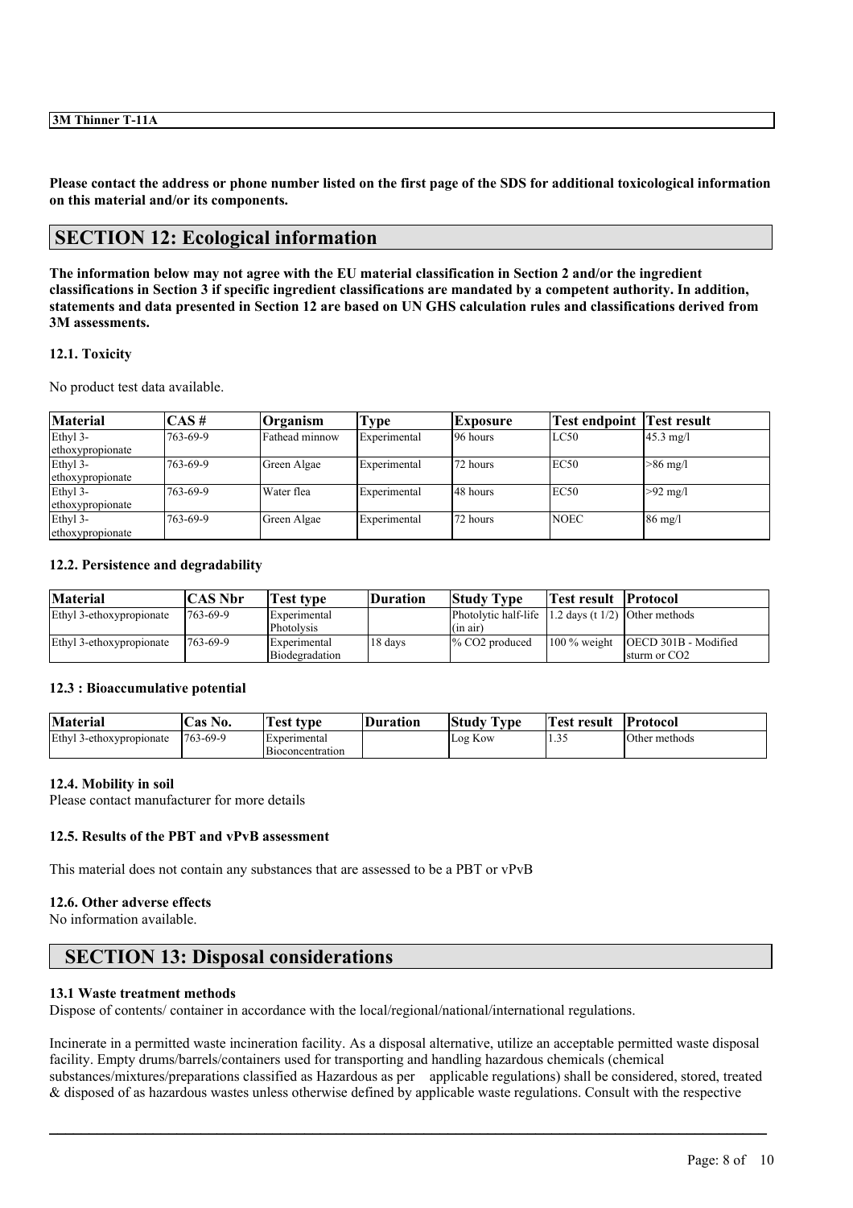Please contact the address or phone number listed on the first page of the SDS for additional toxicological information on this material and/or its components.

## SECTION 12: Ecological information

**The information below may not agree with the EU material classification in Section 2 and/or the ingredient classifications in Section 3 if specific ingredient classifications are mandated by a competent authority. In addition, statements and data presented in Section 12 are based on UN GHS calculation rules and classifications derived from 3M assessments.**

### 12.1. Toxicity

No product test data available.

| Material | CAS # | Organism | Type | Exposure | Test endpoint | Test result |
|---|---|---|---|---|---|---|
| Ethyl 3-ethoxypropionate | 763-69-9 | Fathead minnow | Experimental | 96 hours | LC50 | 45.3 mg/l |
| Ethyl 3-ethoxypropionate | 763-69-9 | Green Algae | Experimental | 72 hours | EC50 | >86 mg/l |
| Ethyl 3-ethoxypropionate | 763-69-9 | Water flea | Experimental | 48 hours | EC50 | >92 mg/l |
| Ethyl 3-ethoxypropionate | 763-69-9 | Green Algae | Experimental | 72 hours | NOEC | 86 mg/l |

### 12.2. Persistence and degradability

| Material | CAS Nbr | Test type | Duration | Study Type | Test result | Protocol |
|---|---|---|---|---|---|---|
| Ethyl 3-ethoxypropionate | 763-69-9 | Experimental Photolysis | | Photolytic half-life (in air) | 1.2 days (t 1/2) | Other methods |
| Ethyl 3-ethoxypropionate | 763-69-9 | Experimental Biodegradation | 18 days | % $CO_2$ produced | 100 % weight | OECD 301B - Modified sturm or $CO_2$ |

### 12.3 : Bioaccumulative potential

| Material | Cas No. | Test type | Duration | Study Type | Test result | Protocol |
|---|---|---|---|---|---|---|
| Ethyl 3-ethoxypropionate | 763-69-9 | Experimental Bioconcentration | | Log Kow | 1.35 | Other methods |

### 12.4. Mobility in soil

Please contact manufacturer for more details

### 12.5. Results of the PBT and vPvB assessment

This material does not contain any substances that are assessed to be a PBT or vPvB

### 12.6. Other adverse effects

No information available.

## SECTION 13: Disposal considerations

### 13.1 Waste treatment methods

Dispose of contents/ container in accordance with the local/regional/national/international regulations.

Incinerate in a permitted waste incineration facility. As a disposal alternative, utilize an acceptable permitted waste disposal facility. Empty drums/barrels/containers used for transporting and handling hazardous chemicals (chemical substances/mixtures/preparations classified as Hazardous as per applicable regulations) shall be considered, stored, treated & disposed of as hazardous wastes unless otherwise defined by applicable waste regulations. Consult with the respective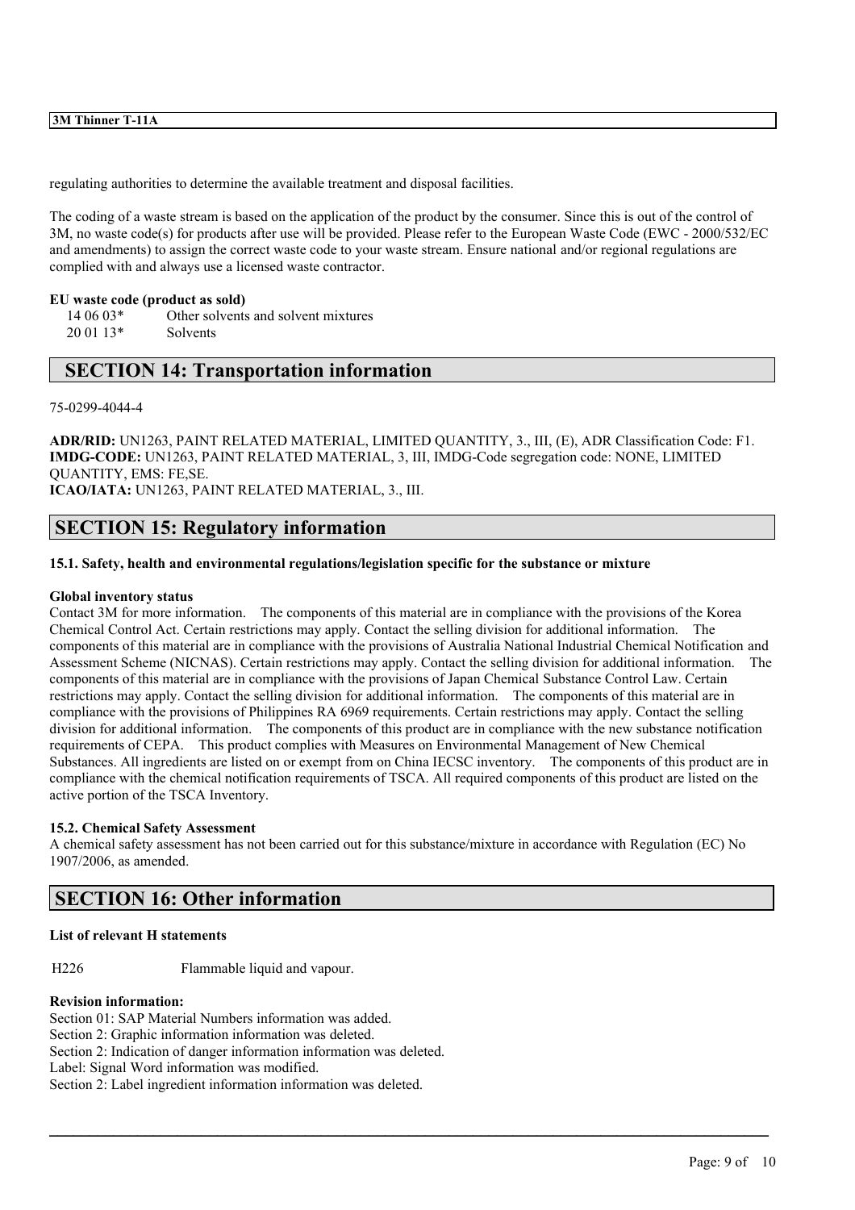regulating authorities to determine the available treatment and disposal facilities.

The coding of a waste stream is based on the application of the product by the consumer. Since this is out of the control of 3M, no waste code(s) for products after use will be provided. Please refer to the European Waste Code (EWC - 2000/532/EC and amendments) to assign the correct waste code to your waste stream. Ensure national and/or regional regulations are complied with and always use a licensed waste contractor.

**EU waste code (product as sold)**

| | |
|---|---|
| 14 06 03* | Other solvents and solvent mixtures |
| 20 01 13* | Solvents |

## SECTION 14: Transportation information

75-0299-4044-4

**ADR/RID:** UN1263, PAINT RELATED MATERIAL, LIMITED QUANTITY, 3., III, (E), ADR Classification Code: F1.
**IMDG-CODE:** UN1263, PAINT RELATED MATERIAL, 3, III, IMDG-Code segregation code: NONE, LIMITED QUANTITY, EMS: FE,SE.
**ICAO/IATA:** UN1263, PAINT RELATED MATERIAL, 3., III.

## SECTION 15: Regulatory information

### 15.1. Safety, health and environmental regulations/legislation specific for the substance or mixture

**Global inventory status**
Contact 3M for more information. The components of this material are in compliance with the provisions of the Korea Chemical Control Act. Certain restrictions may apply. Contact the selling division for additional information. The components of this material are in compliance with the provisions of Australia National Industrial Chemical Notification and Assessment Scheme (NICNAS). Certain restrictions may apply. Contact the selling division for additional information. The components of this material are in compliance with the provisions of Japan Chemical Substance Control Law. Certain restrictions may apply. Contact the selling division for additional information. The components of this material are in compliance with the provisions of Philippines RA 6969 requirements. Certain restrictions may apply. Contact the selling division for additional information. The components of this product are in compliance with the new substance notification requirements of CEPA. This product complies with Measures on Environmental Management of New Chemical Substances. All ingredients are listed on or exempt from on China IECSC inventory. The components of this product are in compliance with the chemical notification requirements of TSCA. All required components of this product are listed on the active portion of the TSCA Inventory.

### 15.2. Chemical Safety Assessment

A chemical safety assessment has not been carried out for this substance/mixture in accordance with Regulation (EC) No 1907/2006, as amended.

## SECTION 16: Other information

**List of relevant H statements**

| | |
|---|---|
| H226 | Flammable liquid and vapour. |

**Revision information:**
Section 01: SAP Material Numbers information was added.
Section 2: Graphic information information was deleted.
Section 2: Indication of danger information information was deleted.
Label: Signal Word information was modified.
Section 2: Label ingredient information information was deleted.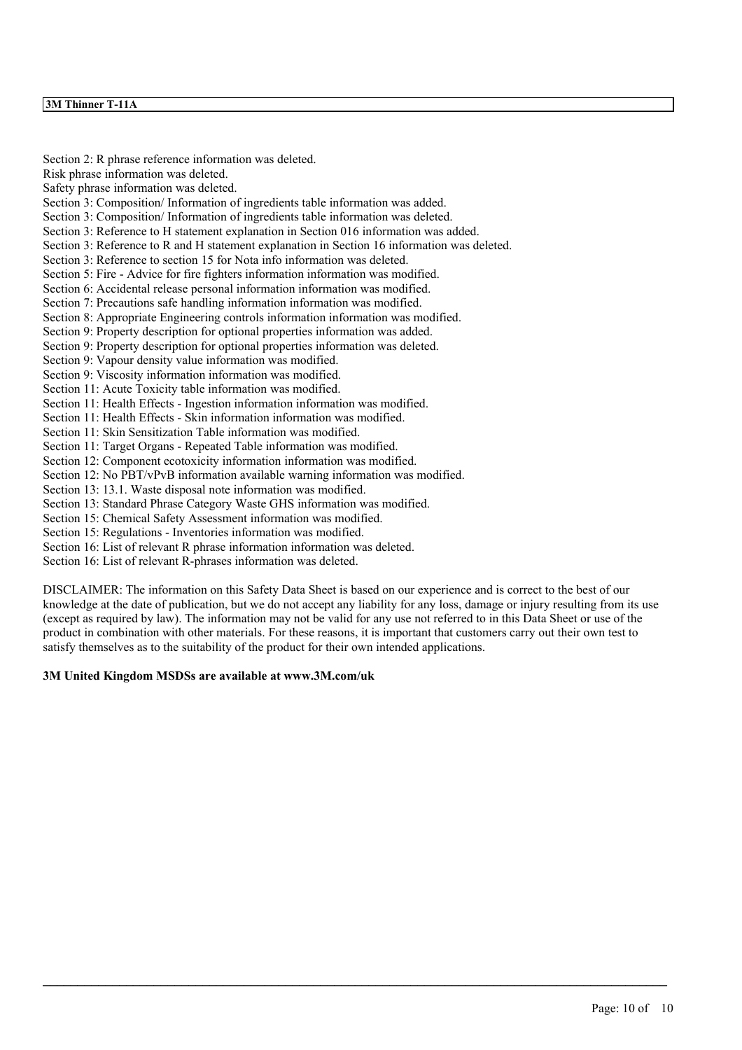Section 2: R phrase reference information was deleted.
Risk phrase information was deleted.
Safety phrase information was deleted.
Section 3: Composition/ Information of ingredients table information was added.
Section 3: Composition/ Information of ingredients table information was deleted.
Section 3: Reference to H statement explanation in Section 016 information was added.
Section 3: Reference to R and H statement explanation in Section 16 information was deleted.
Section 3: Reference to section 15 for Nota info information was deleted.
Section 5: Fire - Advice for fire fighters information information was modified.
Section 6: Accidental release personal information information was modified.
Section 7: Precautions safe handling information information was modified.
Section 8: Appropriate Engineering controls information information was modified.
Section 9: Property description for optional properties information was added.
Section 9: Property description for optional properties information was deleted.
Section 9: Vapour density value information was modified.
Section 9: Viscosity information information was modified.
Section 11: Acute Toxicity table information was modified.
Section 11: Health Effects - Ingestion information information was modified.
Section 11: Health Effects - Skin information information was modified.
Section 11: Skin Sensitization Table information was modified.
Section 11: Target Organs - Repeated Table information was modified.
Section 12: Component ecotoxicity information information was modified.
Section 12: No PBT/vPvB information available warning information was modified.
Section 13: 13.1. Waste disposal note information was modified.
Section 13: Standard Phrase Category Waste GHS information was modified.
Section 15: Chemical Safety Assessment information was modified.
Section 15: Regulations - Inventories information was modified.
Section 16: List of relevant R phrase information information was deleted.
Section 16: List of relevant R-phrases information was deleted.

DISCLAIMER: The information on this Safety Data Sheet is based on our experience and is correct to the best of our knowledge at the date of publication, but we do not accept any liability for any loss, damage or injury resulting from its use (except as required by law). The information may not be valid for any use not referred to in this Data Sheet or use of the product in combination with other materials. For these reasons, it is important that customers carry out their own test to satisfy themselves as to the suitability of the product for their own intended applications.

**3M United Kingdom MSDSs are available at www.3M.com/uk**